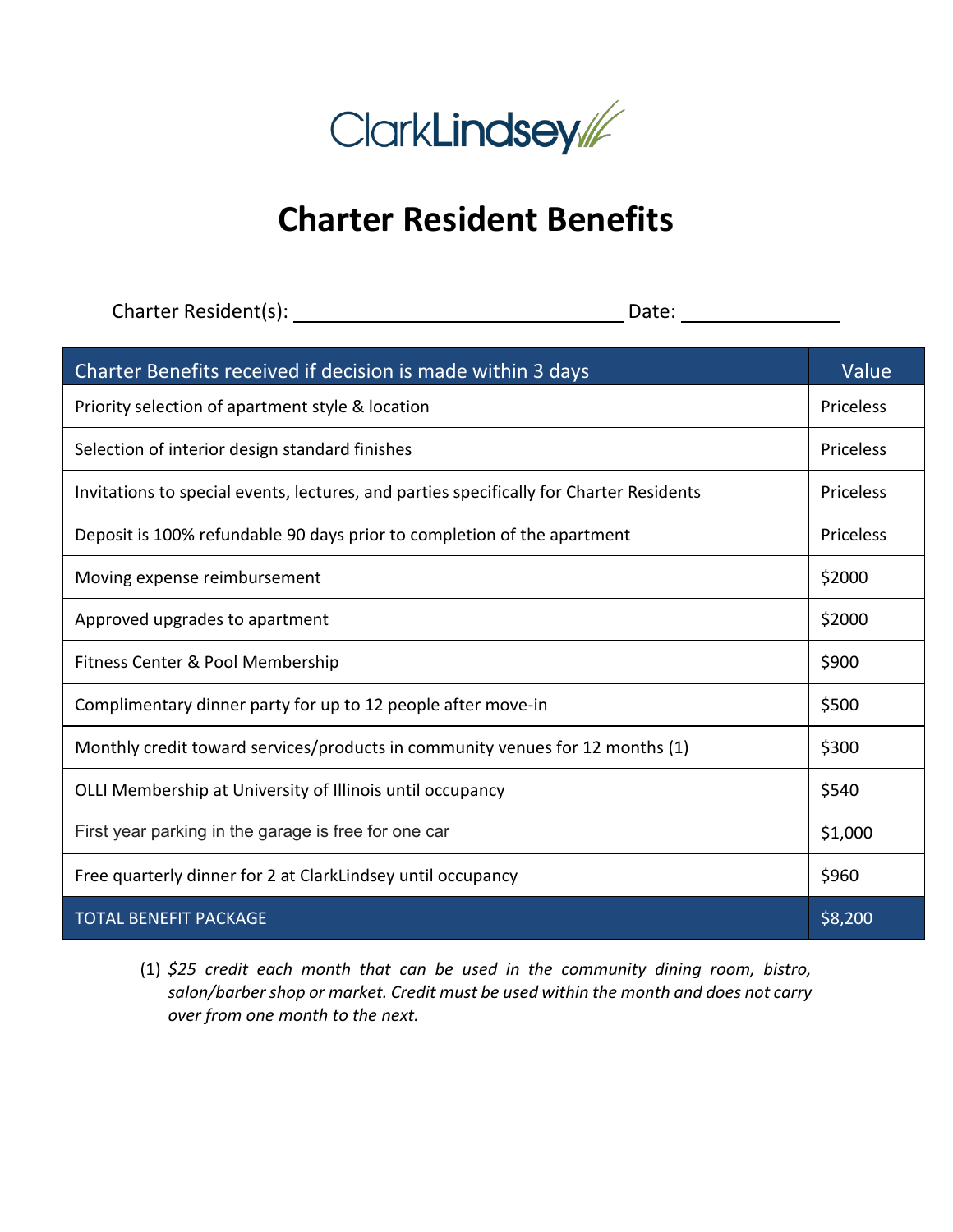ClarkLindsey

# Charter Resident Benefits

Charter Resident(s): ______________________________ Date: ______________

| Charter Benefits received if decision is made within 3 days | Value |
|---|---|
| Priority selection of apartment style & location | Priceless |
| Selection of interior design standard finishes | Priceless |
| Invitations to special events, lectures, and parties specifically for Charter Residents | Priceless |
| Deposit is 100% refundable 90 days prior to completion of the apartment | Priceless |
| Moving expense reimbursement | $2000 |
| Approved upgrades to apartment | $2000 |
| Fitness Center & Pool Membership | $900 |
| Complimentary dinner party for up to 12 people after move-in | $500 |
| Monthly credit toward services/products in community venues for 12 months (1) | $300 |
| OLLI Membership at University of Illinois until occupancy | $540 |
| First year parking in the garage is free for one car | $1,000 |
| Free quarterly dinner for 2 at ClarkLindsey until occupancy | $960 |
| TOTAL BENEFIT PACKAGE | $8,200 |

(1) *$25 credit each month that can be used in the community dining room, bistro, salon/barber shop or market. Credit must be used within the month and does not carry over from one month to the next.*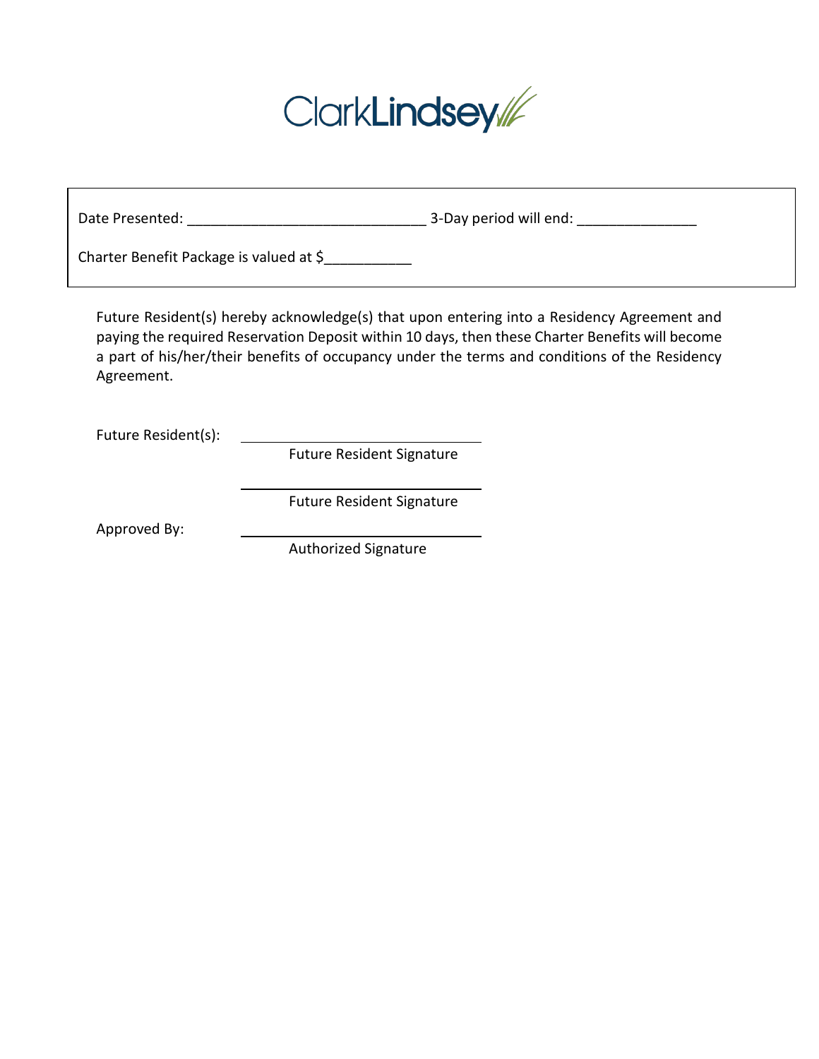ClarkLindsey

Date Presented: _____________________________ 3-Day period will end: ______________

Charter Benefit Package is valued at $__________

Future Resident(s) hereby acknowledge(s) that upon entering into a Residency Agreement and paying the required Reservation Deposit within 10 days, then these Charter Benefits will become a part of his/her/their benefits of occupancy under the terms and conditions of the Residency Agreement.

Future Resident(s): ______________________________

Future Resident Signature

______________________________

Future Resident Signature

Approved By: ______________________________

Authorized Signature